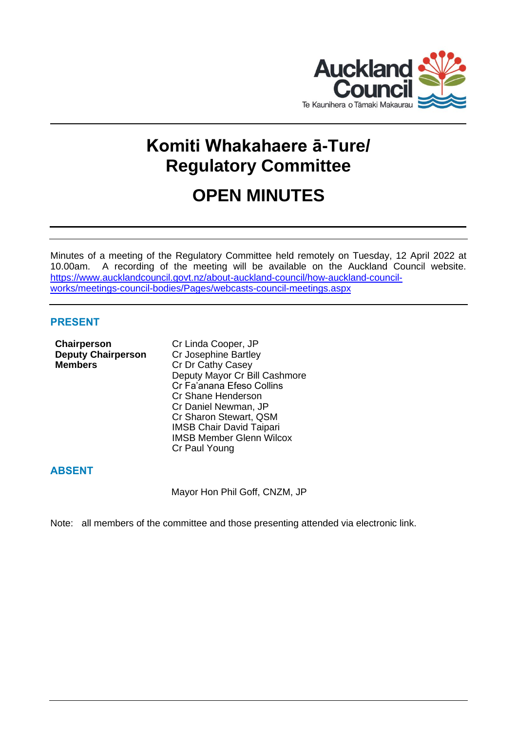# Komiti Whakahaere ā-Ture/ Regulatory Committee

# OPEN MINUTES

Minutes of a meeting of the Regulatory Committee held remotely on Tuesday, 12 April 2022 at 10.00am. A recording of the meeting will be available on the Auckland Council website. https://www.aucklandcouncil.govt.nz/about-auckland-council/how-auckland-council-works/meetings-council-bodies/Pages/webcasts-council-meetings.aspx

## PRESENT

| | |
|---|---|
| **Chairperson** | Cr Linda Cooper, JP |
| **Deputy Chairperson** | Cr Josephine Bartley |
| **Members** | Cr Dr Cathy Casey |
| | Deputy Mayor Cr Bill Cashmore |
| | Cr Fa'anana Efeso Collins |
| | Cr Shane Henderson |
| | Cr Daniel Newman, JP |
| | Cr Sharon Stewart, QSM |
| | IMSB Chair David Taipari |
| | IMSB Member Glenn Wilcox |
| | Cr Paul Young |

## ABSENT

Mayor Hon Phil Goff, CNZM, JP

Note: all members of the committee and those presenting attended via electronic link.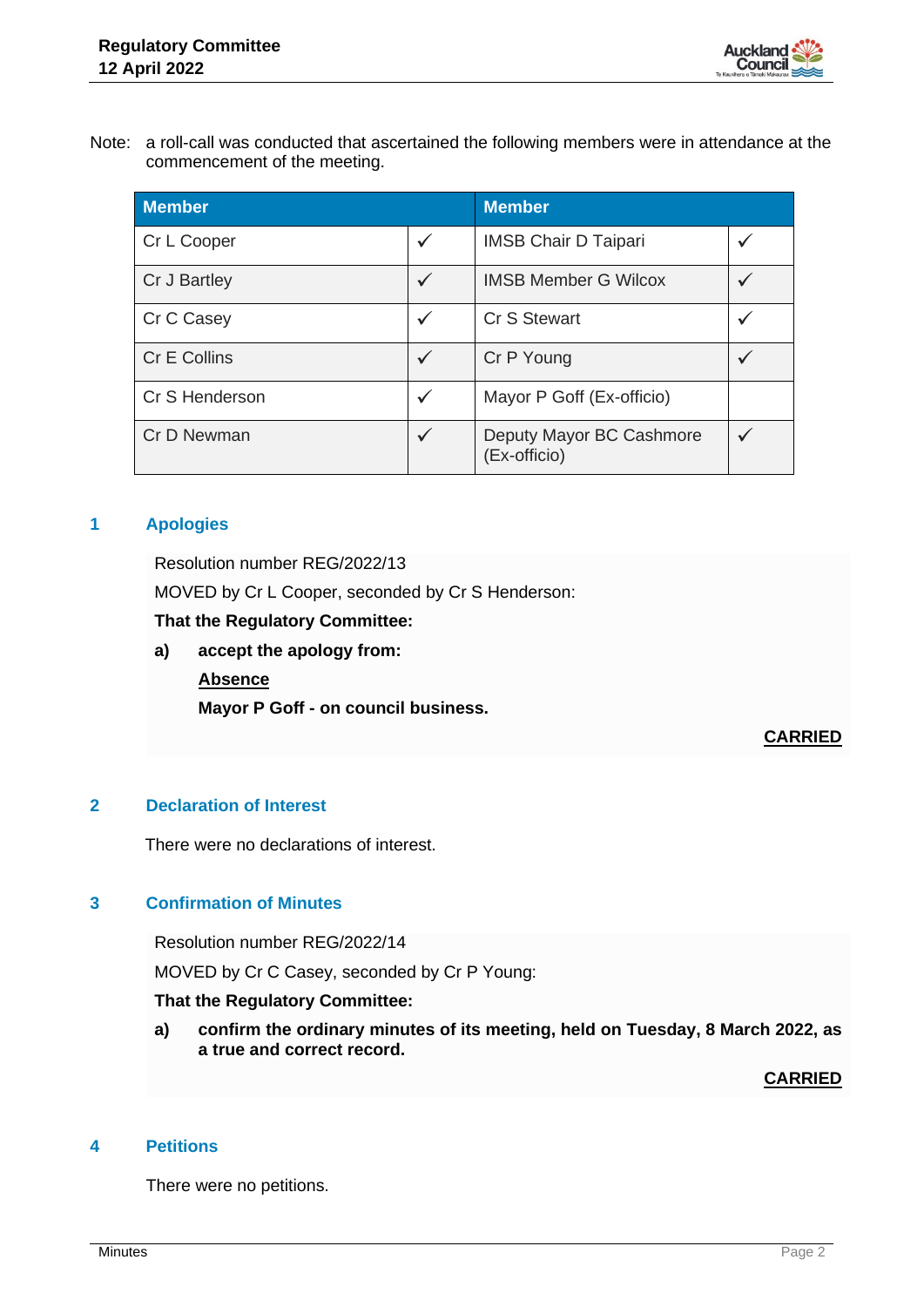Note: a roll-call was conducted that ascertained the following members were in attendance at the commencement of the meeting.

| Member | | Member | |
|---|---|---|---|
| Cr L Cooper | ✓ | IMSB Chair D Taipari | ✓ |
| Cr J Bartley | ✓ | IMSB Member G Wilcox | ✓ |
| Cr C Casey | ✓ | Cr S Stewart | ✓ |
| Cr E Collins | ✓ | Cr P Young | ✓ |
| Cr S Henderson | ✓ | Mayor P Goff (Ex-officio) | |
| Cr D Newman | ✓ | Deputy Mayor BC Cashmore (Ex-officio) | ✓ |

## 1 Apologies

Resolution number REG/2022/13

MOVED by Cr L Cooper, seconded by Cr S Henderson:

**That the Regulatory Committee:**

**a) accept the apology from:**

**<u>Absence</u>**

**Mayor P Goff - on council business.**

**<u>CARRIED</u>**

## 2 Declaration of Interest

There were no declarations of interest.

## 3 Confirmation of Minutes

Resolution number REG/2022/14

MOVED by Cr C Casey, seconded by Cr P Young:

**That the Regulatory Committee:**

**a) confirm the ordinary minutes of its meeting, held on Tuesday, 8 March 2022, as a true and correct record.**

**<u>CARRIED</u>**

## 4 Petitions

There were no petitions.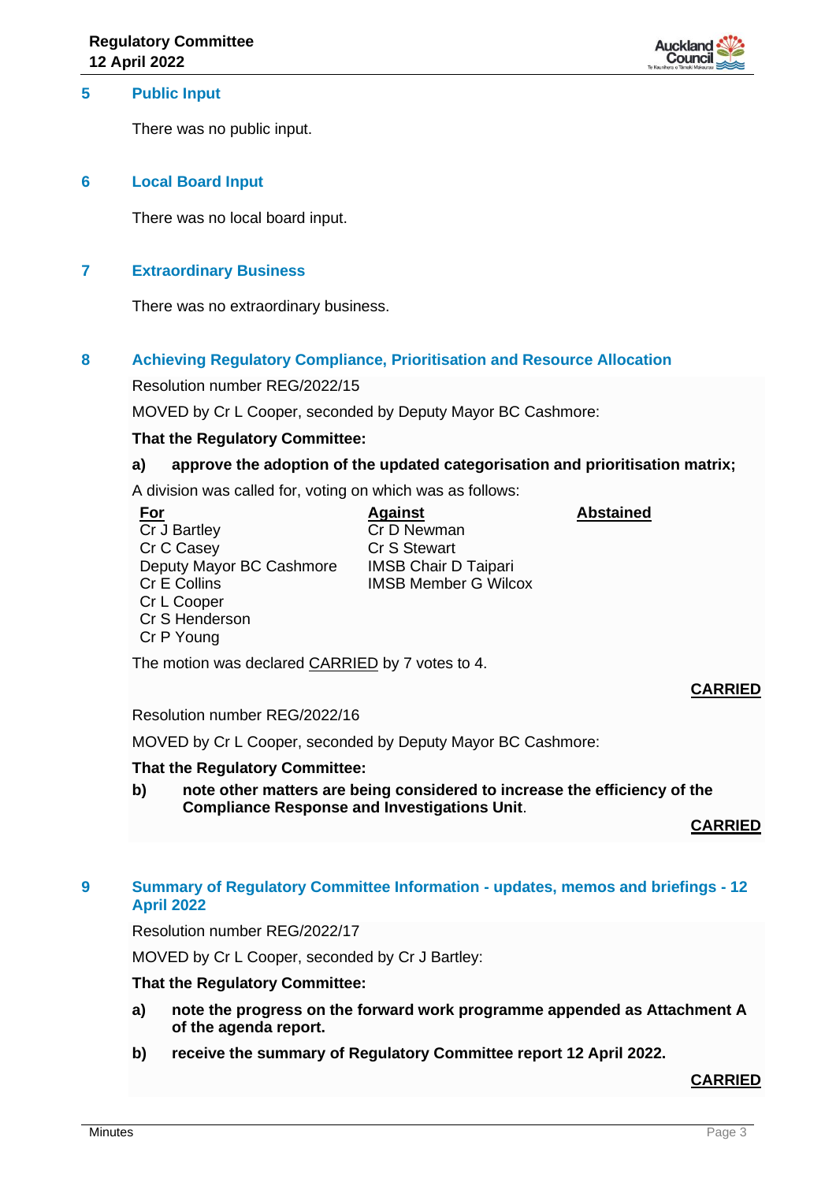## 5 Public Input

There was no public input.

## 6 Local Board Input

There was no local board input.

## 7 Extraordinary Business

There was no extraordinary business.

## 8 Achieving Regulatory Compliance, Prioritisation and Resource Allocation

Resolution number REG/2022/15

MOVED by Cr L Cooper, seconded by Deputy Mayor BC Cashmore:

**That the Regulatory Committee:**

**a) approve the adoption of the updated categorisation and prioritisation matrix;**

A division was called for, voting on which was as follows:

| For | Against | Abstained |
|---|---|---|
| Cr J Bartley | Cr D Newman | |
| Cr C Casey | Cr S Stewart | |
| Deputy Mayor BC Cashmore | IMSB Chair D Taipari | |
| Cr E Collins | IMSB Member G Wilcox | |
| Cr L Cooper | | |
| Cr S Henderson | | |
| Cr P Young | | |

The motion was declared CARRIED by 7 votes to 4.

**CARRIED**

Resolution number REG/2022/16

MOVED by Cr L Cooper, seconded by Deputy Mayor BC Cashmore:

**That the Regulatory Committee:**

**b) note other matters are being considered to increase the efficiency of the Compliance Response and Investigations Unit**.

**CARRIED**

## 9 Summary of Regulatory Committee Information - updates, memos and briefings - 12 April 2022

Resolution number REG/2022/17

MOVED by Cr L Cooper, seconded by Cr J Bartley:

**That the Regulatory Committee:**

**a) note the progress on the forward work programme appended as Attachment A of the agenda report.**

**b) receive the summary of Regulatory Committee report 12 April 2022.**

**CARRIED**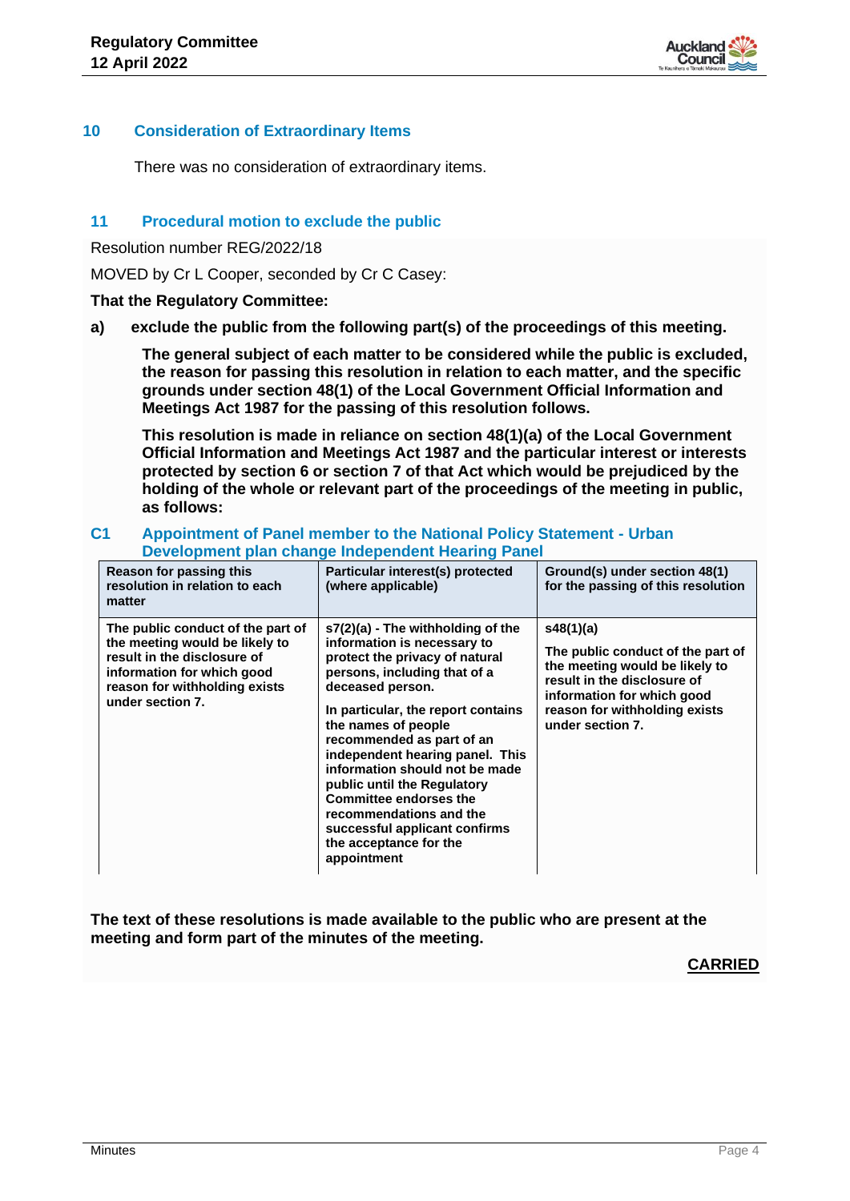## 10 Consideration of Extraordinary Items

There was no consideration of extraordinary items.

## 11 Procedural motion to exclude the public

Resolution number REG/2022/18

MOVED by Cr L Cooper, seconded by Cr C Casey:

**That the Regulatory Committee:**

**a) exclude the public from the following part(s) of the proceedings of this meeting.**

**The general subject of each matter to be considered while the public is excluded, the reason for passing this resolution in relation to each matter, and the specific grounds under section 48(1) of the Local Government Official Information and Meetings Act 1987 for the passing of this resolution follows.**

**This resolution is made in reliance on section 48(1)(a) of the Local Government Official Information and Meetings Act 1987 and the particular interest or interests protected by section 6 or section 7 of that Act which would be prejudiced by the holding of the whole or relevant part of the proceedings of the meeting in public, as follows:**

### C1 Appointment of Panel member to the National Policy Statement - Urban Development plan change Independent Hearing Panel

| Reason for passing this resolution in relation to each matter | Particular interest(s) protected (where applicable) | Ground(s) under section 48(1) for the passing of this resolution |
|---|---|---|
| The public conduct of the part of the meeting would be likely to result in the disclosure of information for which good reason for withholding exists under section 7. | s7(2)(a) - The withholding of the information is necessary to protect the privacy of natural persons, including that of a deceased person.<br><br>In particular, the report contains the names of people recommended as part of an independent hearing panel. This information should not be made public until the Regulatory Committee endorses the recommendations and the successful applicant confirms the acceptance for the appointment | s48(1)(a)<br><br>The public conduct of the part of the meeting would be likely to result in the disclosure of information for which good reason for withholding exists under section 7. |

**The text of these resolutions is made available to the public who are present at the meeting and form part of the minutes of the meeting.**

**CARRIED**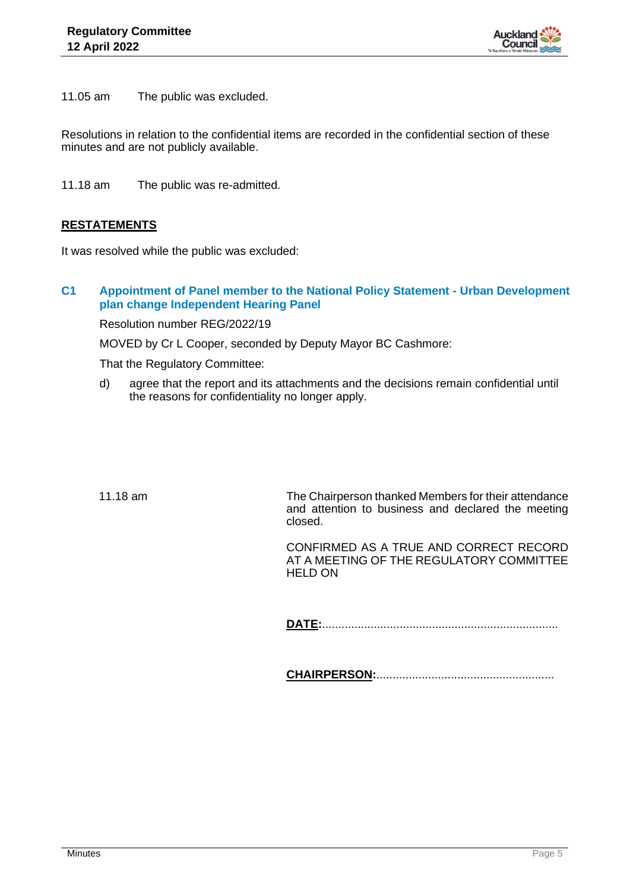11.05 am The public was excluded.

Resolutions in relation to the confidential items are recorded in the confidential section of these minutes and are not publicly available.

11.18 am The public was re-admitted.

**RESTATEMENTS**

It was resolved while the public was excluded:

### C1 Appointment of Panel member to the National Policy Statement - Urban Development plan change Independent Hearing Panel

Resolution number REG/2022/19

MOVED by Cr L Cooper, seconded by Deputy Mayor BC Cashmore:

That the Regulatory Committee:

d) agree that the report and its attachments and the decisions remain confidential until the reasons for confidentiality no longer apply.

11.18 am The Chairperson thanked Members for their attendance and attention to business and declared the meeting closed.

CONFIRMED AS A TRUE AND CORRECT RECORD AT A MEETING OF THE REGULATORY COMMITTEE HELD ON

**DATE:**.........................................................................

**CHAIRPERSON:**.......................................................